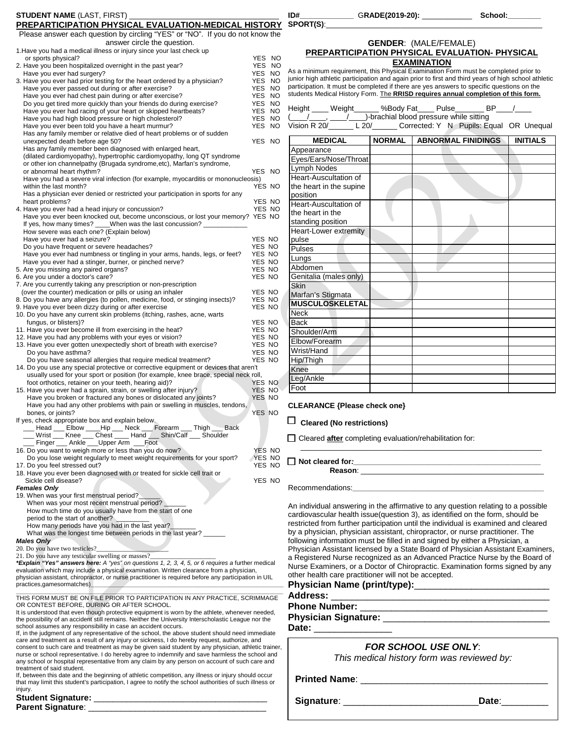**STUDENT NAME** (LAST, FIRST) ____________________________________ **ID#**_____________ **GRADE(2019-20):** ____________ **School:**________

## PREPARTICIPATION PHYSICAL EVALUATION-MEDICAL HISTORY

**SPORT(S)**:________________________________________________

Please answer each question by circling "YES" or "NO". If you do not know the answer circle the question.

1. Have you had a medical illness or injury since your last check up or sports physical? YES NO
2. Have you been hospitalized overnight in the past year? YES NO
   Have you ever had surgery? YES NO
3. Have you ever had prior testing for the heart ordered by a physician? YES NO
   Have you ever passed out during or after exercise? YES NO
   Have you ever had chest pain during or after exercise? YES NO
   Do you get tired more quickly than your friends do during exercise? YES NO
   Have you ever had racing of your heart or skipped heartbeats? YES NO
   Have you had high blood pressure or high cholesterol? YES NO
   Have you ever been told you have a heart murmur? YES NO
   Has any family member or relative died of heart problems or of sudden unexpected death before age 50? YES NO
   Has any family member been diagnosed with enlarged heart, (dilated cardiomyopathy), hypertrophic cardiomyopathy, long QT syndrome or other ion channelpathy (Brugada syndrome,etc), Marfan's syndrome, or abnormal heart rhythm? YES NO
   Have you had a severe viral infection (for example, myocarditis or mononucleosis) within the last month? YES NO
   Has a physician ever denied or restricted your participation in sports for any heart problems? YES NO
4. Have you ever had a head injury or concussion? YES NO
   Have you ever been knocked out, become unconscious, or lost your memory? YES NO
   If yes, how many times? ____When was the last concussion? ____________
   How severe was each one? (Explain below)
   Have you ever had a seizure? YES NO
   Do you have frequent or severe headaches? YES NO
   Have you ever had numbness or tingling in your arms, hands, legs, or feet? YES NO
   Have you ever had a stinger, burner, or pinched nerve? YES NO
5. Are you missing any paired organs? YES NO
6. Are you under a doctor's care? YES NO
7. Are you currently taking any prescription or non-prescription (over the counter) medication or pills or using an inhaler YES NO
8. Do you have any allergies (to pollen, medicine, food, or stinging insects)? YES NO
9. Have you ever been dizzy during or after exercise YES NO
10. Do you have any current skin problems (itching, rashes, acne, warts fungus, or blisters)? YES NO
11. Have you ever become ill from exercising in the heat? YES NO
12. Have you had any problems with your eyes or vision? YES NO
13. Have you ever gotten unexpectedly short of breath with exercise? YES NO
    Do you have asthma? YES NO
    Do you have seasonal allergies that require medical treatment? YES NO
14. Do you use any special protective or corrective equipment or devices that aren't usually used for your sport or position (for example, knee brace, special neck roll, foot orthotics, retainer on your teeth, hearing aid)? YES NO
15. Have you ever had a sprain, strain, or swelling after injury? YES NO
    Have you broken or fractured any bones or dislocated any joints? YES NO
    Have you had any other problems with pain or swelling in muscles, tendons, bones, or joints? YES NO
    If yes, check appropriate box and explain below.
    ___ Head ___ Elbow ____Hip ___ Neck ___ Forearm ___ Thigh ___ Back
    ___ Wrist ___ Knee ___ Chest ___ Hand ___ Shin/Calf ___ Shoulder
    ___ Finger ___ Ankle ___Upper Arm ___Foot
16. Do you want to weigh more or less than you do now? YES NO
    Do you lose weight regularly to meet weight requirements for your sport? YES NO
17. Do you feel stressed out? YES NO
18. Have you ever been diagnosed with or treated for sickle cell trait or Sickle cell disease? YES NO

***Females Only***

19. When was your first menstrual period?______
    When was your most recent menstrual period? ______
    How much time do you usually have from the start of one period to the start of another? _________
    How many periods have you had in the last year?_______
    What was the longest time between periods in the last year? ______

***Males Only***

20. Do you have two testicles?____________________
21. Do you have any testicular swelling or masses?____________________

***\*Explain "Yes" answers here:*** *A "yes" on questions 1, 2, 3, 4, 5, or 6 requires a* further medical evaluation which may include a physical examination. Written clearance from a physician, physician assistant, chiropractor, or nurse practitioner is required before any participation in UIL practices,gamesormatches)____________________________________________________________

THIS FORM MUST BE ON FILE PRIOR TO PARTICIPATION IN ANY PRACTICE, SCRIMMAGE OR CONTEST BEFORE, DURING OR AFTER SCHOOL.

It is understood that even though protective equipment is worn by the athlete, whenever needed, the possibility of an accident still remains. Neither the University Interscholastic League nor the school assumes any responsibility in case an accident occurs.

If, in the judgment of any representative of the school, the above student should need immediate care and treatment as a result of any injury or sickness, I do hereby request, authorize, and consent to such care and treatment as may be given said student by any physician, athletic trainer, nurse or school representative. I do hereby agree to indemnify and save harmless the school and any school or hospital representative from any claim by any person on account of such care and treatment of said student.

If, between this date and the beginning of athletic competition, any illness or injury should occur that may limit this student's participation, I agree to notify the school authorities of such illness or injury.

**Student Signature:** ____________________________________

**Parent Signature**: ____________________________________

**GENDER**: (MALE/FEMALE)

## PREPARTICIPATION PHYSICAL EVALUATION- PHYSICAL EXAMINATION

As a minimum requirement, this Physical Examination Form must be completed prior to junior high athletic participation and again prior to first and third years of high school athletic participation. It must be completed if there are yes answers to specific questions on the students Medical History Form. **The RRISD requires annual completion of this form.**

Height ____ Weight______ %Body Fat____ Pulse_______ BP____/____ (____/____, ____/____)-brachial blood pressure while sitting

Vision R 20/______ L 20/______ Corrected: Y N Pupils: Equal OR Unequal

| MEDICAL | NORMAL | ABNORMAL FINIDINGS | INITIALS |
|---|---|---|---|
| Appearance | | | |
| Eyes/Ears/Nose/Throat | | | |
| Lymph Nodes | | | |
| Heart-Auscultation of the heart in the supine position | | | |
| Heart-Auscultation of the heart in the standing position | | | |
| Heart-Lower extremity pulse | | | |
| Pulses | | | |
| Lungs | | | |
| Abdomen | | | |
| Genitalia (males only) | | | |
| Skin Marfan's Stigmata | | | |
| **MUSCULOSKELETAL** | | | |
| Neck | | | |
| Back | | | |
| Shoulder/Arm | | | |
| Elbow/Forearm | | | |
| Wrist/Hand | | | |
| Hip/Thigh | | | |
| Knee | | | |
| Leg/Ankle | | | |
| Foot | | | |

**CLEARANCE {Please check one}**

☐ **Cleared (No restrictions)**

☐ Cleared **after** completing evaluation/rehabilitation for:
____________________________________________________________

☐ **Not cleared for:**______________________________________________
**Reason**: ____________________________________________

Recommendations:_______________________________________________

An individual answering in the affirmative to any question relating to a possible cardiovascular health issue(question 3), as identified on the form, should be restricted from further participation until the individual is examined and cleared by a physician, physician assistant, chiropractor, or nurse practitioner. The following information must be filled in and signed by either a Physician, a Physician Assistant licensed by a State Board of Physician Assistant Examiners, a Registered Nurse recognized as an Advanced Practice Nurse by the Board of Nurse Examiners, or a Doctor of Chiropractic. Examination forms signed by any other health care practitioner will not be accepted.

**Physician Name (print/type):**___________________________

**Address:** ________________________________________

**Phone Number:** ___________________________________

**Physician Signature:** ______________________________

**Date:** _______________

***FOR SCHOOL USE ONLY***:

*This medical history form was reviewed by:*

**Printed Name**: ____________________________________

**Signature**: ________________________**Date**:_________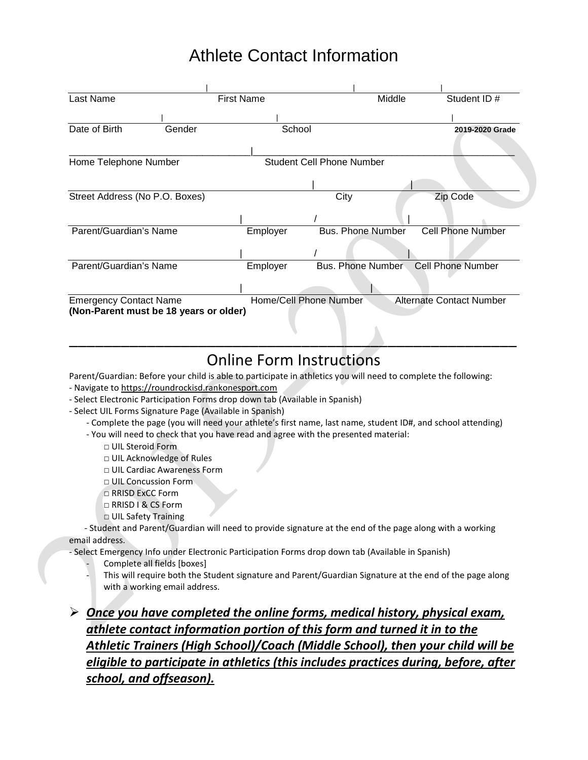# Athlete Contact Information

| Last Name | First Name | Middle | Student ID # |
| --- | --- | --- | --- |
| | | | |

| Date of Birth | Gender | School | 2019-2020 Grade |
| --- | --- | --- | --- |
| | | | |

| Home Telephone Number | Student Cell Phone Number |
| --- | --- |
| | |

| Street Address (No P.O. Boxes) | City | Zip Code |
| --- | --- | --- |
| | | |

| Parent/Guardian's Name | Employer | Bus. Phone Number | Cell Phone Number |
| --- | --- | --- | --- |
| | | | |

| Parent/Guardian's Name | Employer | Bus. Phone Number | Cell Phone Number |
| --- | --- | --- | --- |
| | | | |

| Emergency Contact Name | Home/Cell Phone Number | Alternate Contact Number |
| --- | --- | --- |
| | | |

**(Non-Parent must be 18 years or older)**

---

## Online Form Instructions

Parent/Guardian: Before your child is able to participate in athletics you will need to complete the following:

- Navigate to https://roundrockisd.rankonesport.com
- Select Electronic Participation Forms drop down tab (Available in Spanish)
- Select UIL Forms Signature Page (Available in Spanish)
  - Complete the page (you will need your athlete's first name, last name, student ID#, and school attending)
  - You will need to check that you have read and agree with the presented material:
    - □ UIL Steroid Form
    - □ UIL Acknowledge of Rules
    - □ UIL Cardiac Awareness Form
    - □ UIL Concussion Form
    - □ RRISD ExCC Form
    - □ RRISD I & CS Form
    - □ UIL Safety Training
  - Student and Parent/Guardian will need to provide signature at the end of the page along with a working email address.
- Select Emergency Info under Electronic Participation Forms drop down tab (Available in Spanish)
  - Complete all fields [boxes]
  - This will require both the Student signature and Parent/Guardian Signature at the end of the page along with a working email address.

➢ ***<u>Once you have completed the online forms, medical history, physical exam, athlete contact information portion of this form and turned it in to the Athletic Trainers (High School)/Coach (Middle School), then your child will be eligible to participate in athletics (this includes practices during, before, after school, and offseason).</u>***